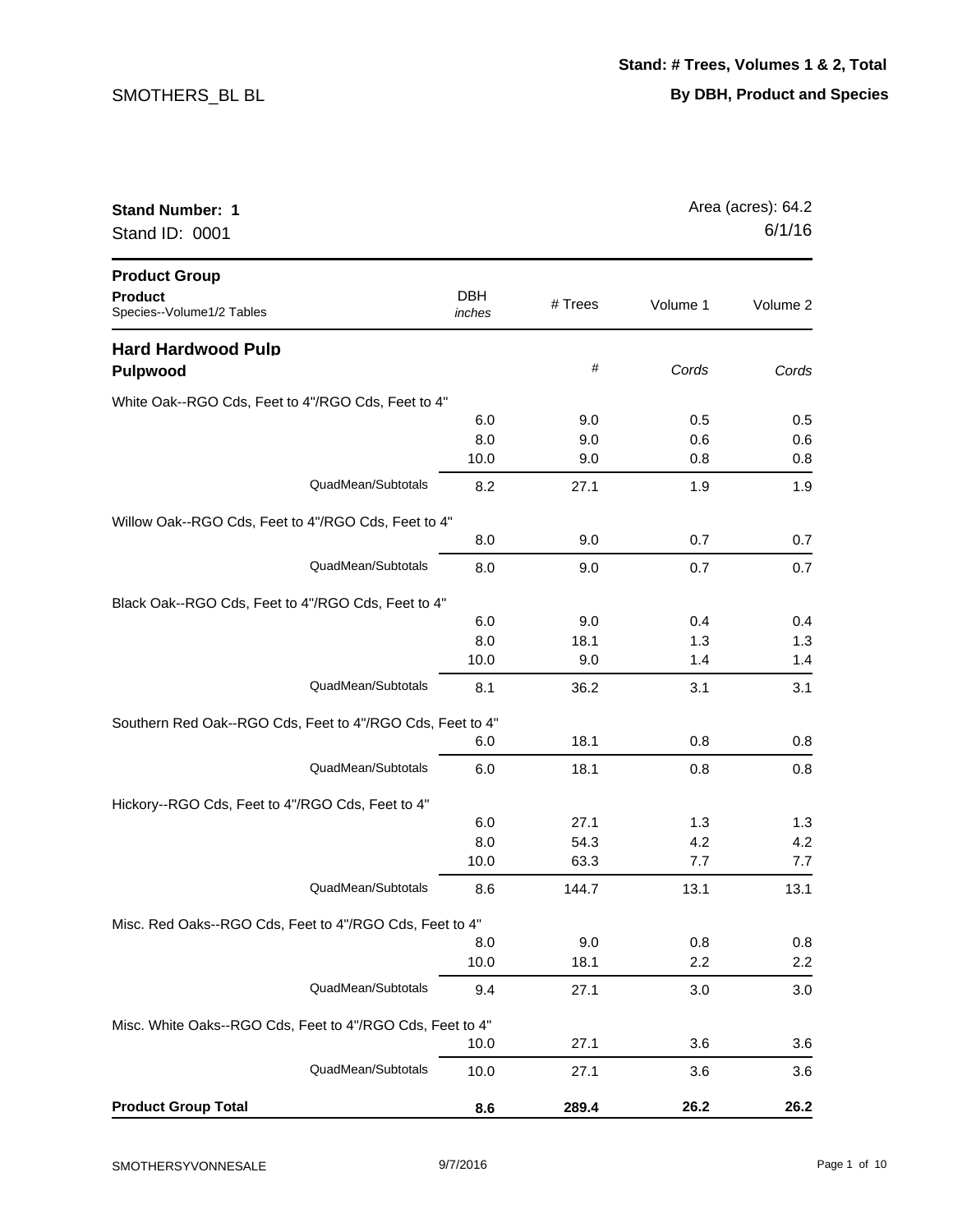SMOTHERS_BL BL

**Stand: # Trees, Volumes 1 & 2, Total**

**By DBH, Product and Species**

**Stand Number: 1**
Stand ID: 0001

Area (acres): 64.2
6/1/16

| **Product Group** / **Product** / Species--Volume1/2 Tables | DBH *inches* | # Trees | Volume 1 | Volume 2 |
|---|---|---|---|---|
| **Hard Hardwood Pulp** | | | | |
| **Pulpwood** | | # | *Cords* | *Cords* |
| White Oak--RGO Cds, Feet to 4"/RGO Cds, Feet to 4" | | | | |
| | 6.0 | 9.0 | 0.5 | 0.5 |
| | 8.0 | 9.0 | 0.6 | 0.6 |
| | 10.0 | 9.0 | 0.8 | 0.8 |
| QuadMean/Subtotals | 8.2 | 27.1 | 1.9 | 1.9 |
| Willow Oak--RGO Cds, Feet to 4"/RGO Cds, Feet to 4" | | | | |
| | 8.0 | 9.0 | 0.7 | 0.7 |
| QuadMean/Subtotals | 8.0 | 9.0 | 0.7 | 0.7 |
| Black Oak--RGO Cds, Feet to 4"/RGO Cds, Feet to 4" | | | | |
| | 6.0 | 9.0 | 0.4 | 0.4 |
| | 8.0 | 18.1 | 1.3 | 1.3 |
| | 10.0 | 9.0 | 1.4 | 1.4 |
| QuadMean/Subtotals | 8.1 | 36.2 | 3.1 | 3.1 |
| Southern Red Oak--RGO Cds, Feet to 4"/RGO Cds, Feet to 4" | | | | |
| | 6.0 | 18.1 | 0.8 | 0.8 |
| QuadMean/Subtotals | 6.0 | 18.1 | 0.8 | 0.8 |
| Hickory--RGO Cds, Feet to 4"/RGO Cds, Feet to 4" | | | | |
| | 6.0 | 27.1 | 1.3 | 1.3 |
| | 8.0 | 54.3 | 4.2 | 4.2 |
| | 10.0 | 63.3 | 7.7 | 7.7 |
| QuadMean/Subtotals | 8.6 | 144.7 | 13.1 | 13.1 |
| Misc. Red Oaks--RGO Cds, Feet to 4"/RGO Cds, Feet to 4" | | | | |
| | 8.0 | 9.0 | 0.8 | 0.8 |
| | 10.0 | 18.1 | 2.2 | 2.2 |
| QuadMean/Subtotals | 9.4 | 27.1 | 3.0 | 3.0 |
| Misc. White Oaks--RGO Cds, Feet to 4"/RGO Cds, Feet to 4" | | | | |
| | 10.0 | 27.1 | 3.6 | 3.6 |
| QuadMean/Subtotals | 10.0 | 27.1 | 3.6 | 3.6 |
| **Product Group Total** | **8.6** | **289.4** | **26.2** | **26.2** |

SMOTHERSYVONNESALE 9/7/2016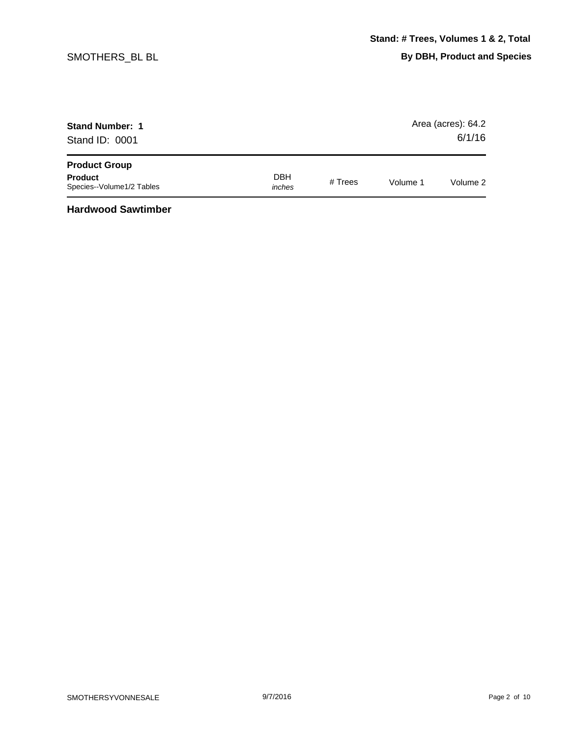## Stand: # Trees, Volumes 1 & 2, Total

**By DBH, Product and Species**

SMOTHERS_BL BL

**Stand Number: 1**

Stand ID: 0001

Area (acres): 64.2

6/1/16

| **Product Group**<br>**Product**<br>Species--Volume1/2 Tables | DBH<br>*inches* | # Trees | Volume 1 | Volume 2 |
|---|---|---|---|---|

**Hardwood Sawtimber**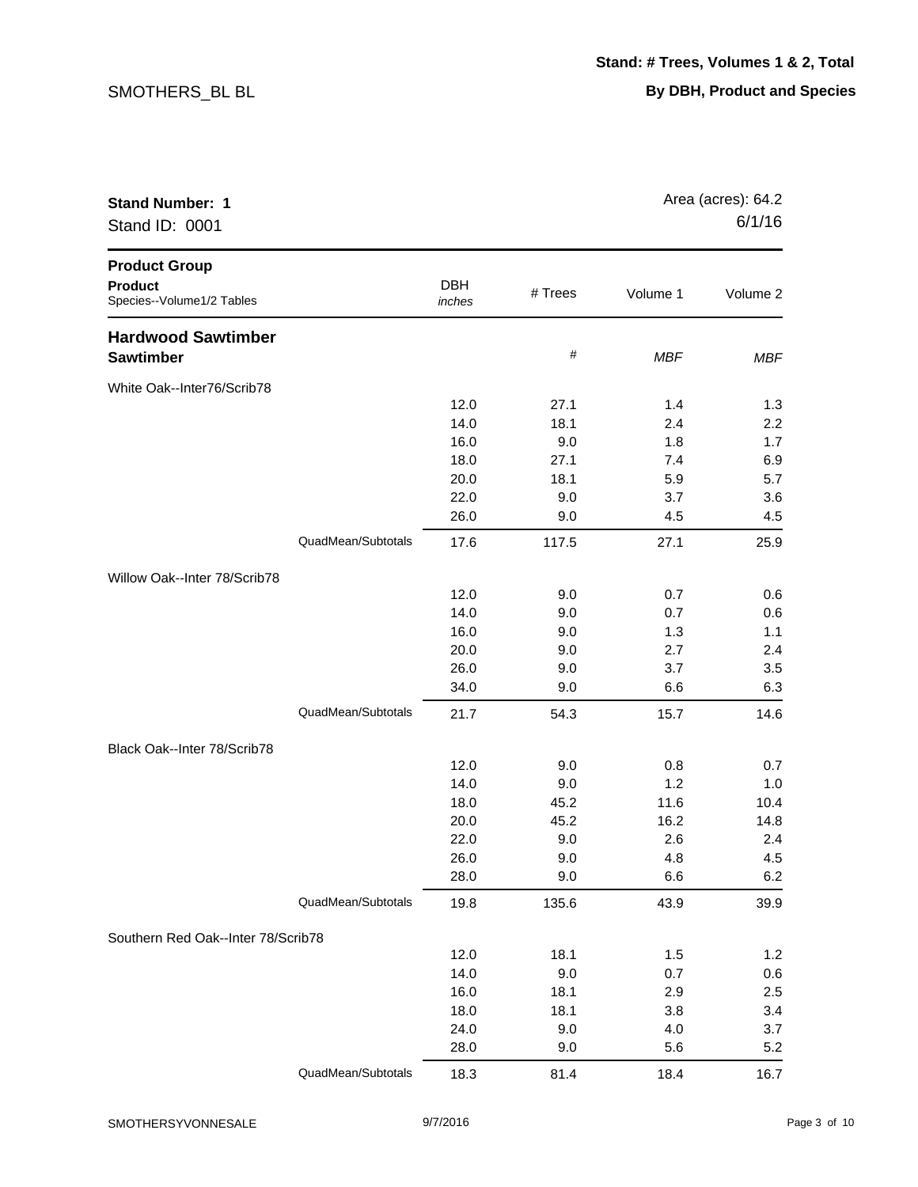SMOTHERS_BL BL

**Stand: # Trees, Volumes 1 & 2, Total**

**By DBH, Product and Species**

**Stand Number: 1**
Stand ID: 0001

Area (acres): 64.2
6/1/16

| **Product Group**<br>**Product**<br>Species--Volume1/2 Tables | DBH<br>*inches* | # Trees | Volume 1 | Volume 2 |
|---|---|---|---|---|
| **Hardwood Sawtimber** | | | | |
| **Sawtimber** | | # | *MBF* | *MBF* |
| White Oak--Inter76/Scrib78 | | | | |
| | 12.0 | 27.1 | 1.4 | 1.3 |
| | 14.0 | 18.1 | 2.4 | 2.2 |
| | 16.0 | 9.0 | 1.8 | 1.7 |
| | 18.0 | 27.1 | 7.4 | 6.9 |
| | 20.0 | 18.1 | 5.9 | 5.7 |
| | 22.0 | 9.0 | 3.7 | 3.6 |
| | 26.0 | 9.0 | 4.5 | 4.5 |
| QuadMean/Subtotals | 17.6 | 117.5 | 27.1 | 25.9 |
| Willow Oak--Inter 78/Scrib78 | | | | |
| | 12.0 | 9.0 | 0.7 | 0.6 |
| | 14.0 | 9.0 | 0.7 | 0.6 |
| | 16.0 | 9.0 | 1.3 | 1.1 |
| | 20.0 | 9.0 | 2.7 | 2.4 |
| | 26.0 | 9.0 | 3.7 | 3.5 |
| | 34.0 | 9.0 | 6.6 | 6.3 |
| QuadMean/Subtotals | 21.7 | 54.3 | 15.7 | 14.6 |
| Black Oak--Inter 78/Scrib78 | | | | |
| | 12.0 | 9.0 | 0.8 | 0.7 |
| | 14.0 | 9.0 | 1.2 | 1.0 |
| | 18.0 | 45.2 | 11.6 | 10.4 |
| | 20.0 | 45.2 | 16.2 | 14.8 |
| | 22.0 | 9.0 | 2.6 | 2.4 |
| | 26.0 | 9.0 | 4.8 | 4.5 |
| | 28.0 | 9.0 | 6.6 | 6.2 |
| QuadMean/Subtotals | 19.8 | 135.6 | 43.9 | 39.9 |
| Southern Red Oak--Inter 78/Scrib78 | | | | |
| | 12.0 | 18.1 | 1.5 | 1.2 |
| | 14.0 | 9.0 | 0.7 | 0.6 |
| | 16.0 | 18.1 | 2.9 | 2.5 |
| | 18.0 | 18.1 | 3.8 | 3.4 |
| | 24.0 | 9.0 | 4.0 | 3.7 |
| | 28.0 | 9.0 | 5.6 | 5.2 |
| QuadMean/Subtotals | 18.3 | 81.4 | 18.4 | 16.7 |

SMOTHERSYVONNESALE 9/7/2016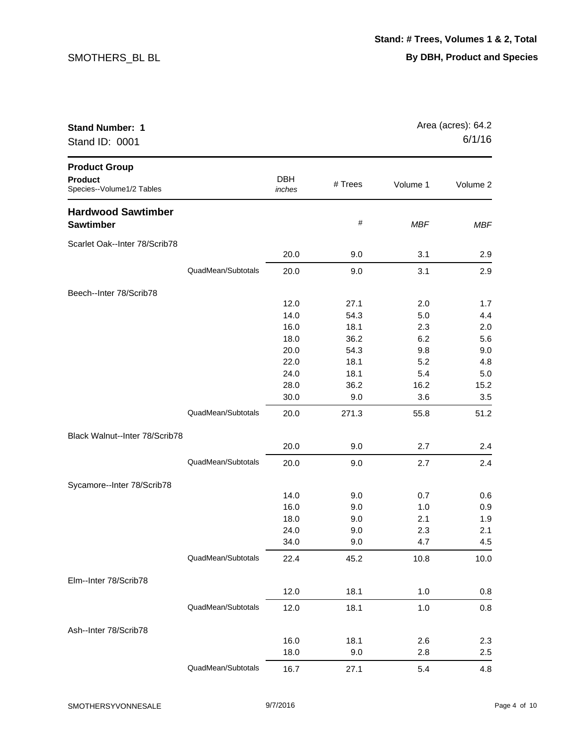SMOTHERS_BL BL

**Stand: # Trees, Volumes 1 & 2, Total**

**By DBH, Product and Species**

**Stand Number: 1**
Stand ID: 0001

Area (acres): 64.2
6/1/16

| Product Group<br>**Product**<br>Species--Volume1/2 Tables | | DBH<br>*inches* | # Trees | Volume 1 | Volume 2 |
|---|---|---|---|---|---|
| **Hardwood Sawtimber** | | | | | |
| **Sawtimber** | | | # | *MBF* | *MBF* |
| Scarlet Oak--Inter 78/Scrib78 | | | | | |
| | | 20.0 | 9.0 | 3.1 | 2.9 |
| | QuadMean/Subtotals | 20.0 | 9.0 | 3.1 | 2.9 |
| Beech--Inter 78/Scrib78 | | | | | |
| | | 12.0 | 27.1 | 2.0 | 1.7 |
| | | 14.0 | 54.3 | 5.0 | 4.4 |
| | | 16.0 | 18.1 | 2.3 | 2.0 |
| | | 18.0 | 36.2 | 6.2 | 5.6 |
| | | 20.0 | 54.3 | 9.8 | 9.0 |
| | | 22.0 | 18.1 | 5.2 | 4.8 |
| | | 24.0 | 18.1 | 5.4 | 5.0 |
| | | 28.0 | 36.2 | 16.2 | 15.2 |
| | | 30.0 | 9.0 | 3.6 | 3.5 |
| | QuadMean/Subtotals | 20.0 | 271.3 | 55.8 | 51.2 |
| Black Walnut--Inter 78/Scrib78 | | | | | |
| | | 20.0 | 9.0 | 2.7 | 2.4 |
| | QuadMean/Subtotals | 20.0 | 9.0 | 2.7 | 2.4 |
| Sycamore--Inter 78/Scrib78 | | | | | |
| | | 14.0 | 9.0 | 0.7 | 0.6 |
| | | 16.0 | 9.0 | 1.0 | 0.9 |
| | | 18.0 | 9.0 | 2.1 | 1.9 |
| | | 24.0 | 9.0 | 2.3 | 2.1 |
| | | 34.0 | 9.0 | 4.7 | 4.5 |
| | QuadMean/Subtotals | 22.4 | 45.2 | 10.8 | 10.0 |
| Elm--Inter 78/Scrib78 | | | | | |
| | | 12.0 | 18.1 | 1.0 | 0.8 |
| | QuadMean/Subtotals | 12.0 | 18.1 | 1.0 | 0.8 |
| Ash--Inter 78/Scrib78 | | | | | |
| | | 16.0 | 18.1 | 2.6 | 2.3 |
| | | 18.0 | 9.0 | 2.8 | 2.5 |
| | QuadMean/Subtotals | 16.7 | 27.1 | 5.4 | 4.8 |

SMOTHERSYVONNESALE 9/7/2016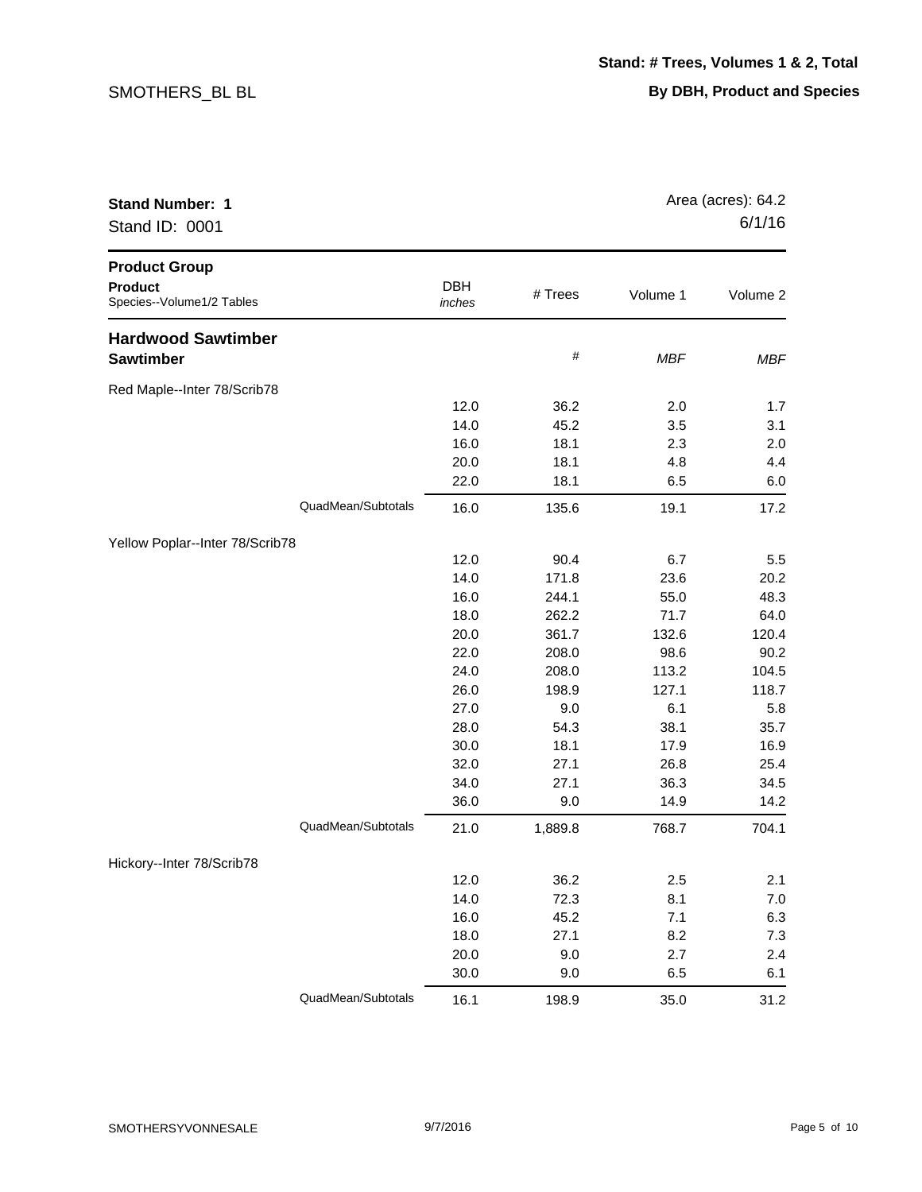**Stand: # Trees, Volumes 1 & 2, Total**

**By DBH, Product and Species**

SMOTHERS_BL BL

**Stand Number: 1**
Stand ID: 0001

Area (acres): 64.2
6/1/16

| **Product Group**<br>**Product**<br>Species--Volume1/2 Tables | | DBH *inches* | # Trees | Volume 1 | Volume 2 |
|---|---|---|---|---|---|
| **Hardwood Sawtimber** | | | | | |
| **Sawtimber** | | | # | *MBF* | *MBF* |
| Red Maple--Inter 78/Scrib78 | | | | | |
| | | 12.0 | 36.2 | 2.0 | 1.7 |
| | | 14.0 | 45.2 | 3.5 | 3.1 |
| | | 16.0 | 18.1 | 2.3 | 2.0 |
| | | 20.0 | 18.1 | 4.8 | 4.4 |
| | | 22.0 | 18.1 | 6.5 | 6.0 |
| | QuadMean/Subtotals | 16.0 | 135.6 | 19.1 | 17.2 |
| Yellow Poplar--Inter 78/Scrib78 | | | | | |
| | | 12.0 | 90.4 | 6.7 | 5.5 |
| | | 14.0 | 171.8 | 23.6 | 20.2 |
| | | 16.0 | 244.1 | 55.0 | 48.3 |
| | | 18.0 | 262.2 | 71.7 | 64.0 |
| | | 20.0 | 361.7 | 132.6 | 120.4 |
| | | 22.0 | 208.0 | 98.6 | 90.2 |
| | | 24.0 | 208.0 | 113.2 | 104.5 |
| | | 26.0 | 198.9 | 127.1 | 118.7 |
| | | 27.0 | 9.0 | 6.1 | 5.8 |
| | | 28.0 | 54.3 | 38.1 | 35.7 |
| | | 30.0 | 18.1 | 17.9 | 16.9 |
| | | 32.0 | 27.1 | 26.8 | 25.4 |
| | | 34.0 | 27.1 | 36.3 | 34.5 |
| | | 36.0 | 9.0 | 14.9 | 14.2 |
| | QuadMean/Subtotals | 21.0 | 1,889.8 | 768.7 | 704.1 |
| Hickory--Inter 78/Scrib78 | | | | | |
| | | 12.0 | 36.2 | 2.5 | 2.1 |
| | | 14.0 | 72.3 | 8.1 | 7.0 |
| | | 16.0 | 45.2 | 7.1 | 6.3 |
| | | 18.0 | 27.1 | 8.2 | 7.3 |
| | | 20.0 | 9.0 | 2.7 | 2.4 |
| | | 30.0 | 9.0 | 6.5 | 6.1 |
| | QuadMean/Subtotals | 16.1 | 198.9 | 35.0 | 31.2 |

SMOTHERSYVONNESALE 9/7/2016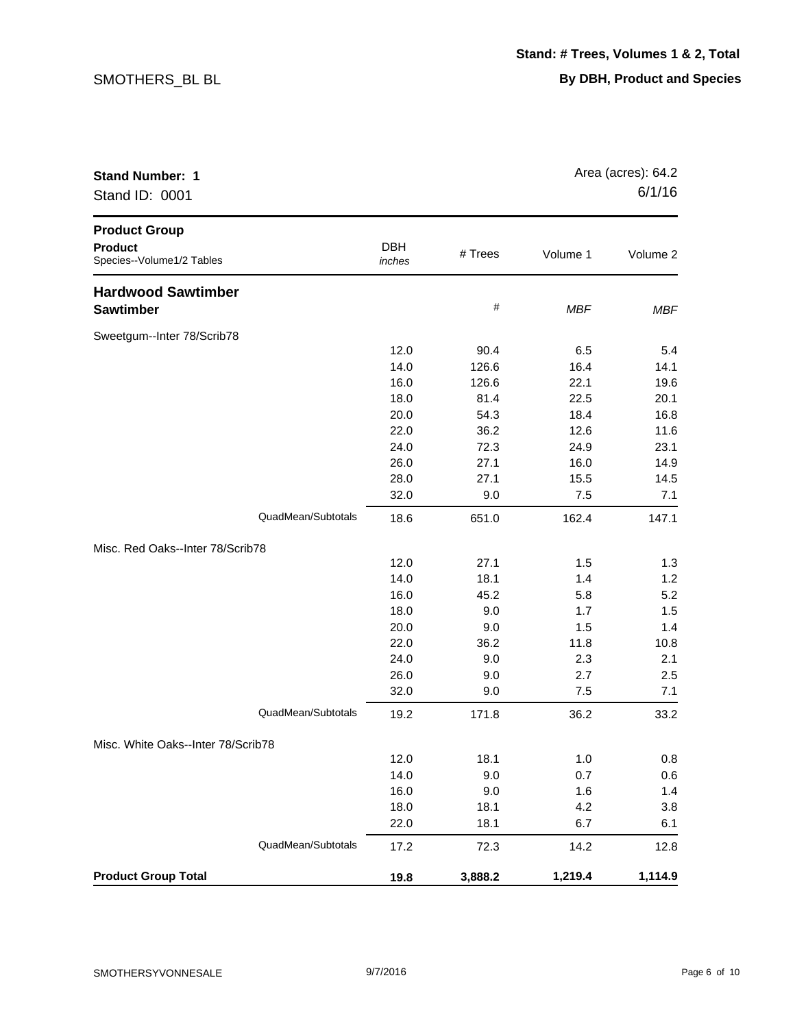SMOTHERS_BL BL

**Stand: # Trees, Volumes 1 & 2, Total**

**By DBH, Product and Species**

**Stand Number: 1**
Stand ID: 0001

Area (acres): 64.2
6/1/16

| **Product Group**<br>**Product**<br>Species--Volume1/2 Tables | DBH *inches* | # Trees | Volume 1 | Volume 2 |
|---|---|---|---|---|
| **Hardwood Sawtimber** | | | | |
| **Sawtimber** | | # | *MBF* | *MBF* |
| Sweetgum--Inter 78/Scrib78 | | | | |
| | 12.0 | 90.4 | 6.5 | 5.4 |
| | 14.0 | 126.6 | 16.4 | 14.1 |
| | 16.0 | 126.6 | 22.1 | 19.6 |
| | 18.0 | 81.4 | 22.5 | 20.1 |
| | 20.0 | 54.3 | 18.4 | 16.8 |
| | 22.0 | 36.2 | 12.6 | 11.6 |
| | 24.0 | 72.3 | 24.9 | 23.1 |
| | 26.0 | 27.1 | 16.0 | 14.9 |
| | 28.0 | 27.1 | 15.5 | 14.5 |
| | 32.0 | 9.0 | 7.5 | 7.1 |
| QuadMean/Subtotals | 18.6 | 651.0 | 162.4 | 147.1 |
| Misc. Red Oaks--Inter 78/Scrib78 | | | | |
| | 12.0 | 27.1 | 1.5 | 1.3 |
| | 14.0 | 18.1 | 1.4 | 1.2 |
| | 16.0 | 45.2 | 5.8 | 5.2 |
| | 18.0 | 9.0 | 1.7 | 1.5 |
| | 20.0 | 9.0 | 1.5 | 1.4 |
| | 22.0 | 36.2 | 11.8 | 10.8 |
| | 24.0 | 9.0 | 2.3 | 2.1 |
| | 26.0 | 9.0 | 2.7 | 2.5 |
| | 32.0 | 9.0 | 7.5 | 7.1 |
| QuadMean/Subtotals | 19.2 | 171.8 | 36.2 | 33.2 |
| Misc. White Oaks--Inter 78/Scrib78 | | | | |
| | 12.0 | 18.1 | 1.0 | 0.8 |
| | 14.0 | 9.0 | 0.7 | 0.6 |
| | 16.0 | 9.0 | 1.6 | 1.4 |
| | 18.0 | 18.1 | 4.2 | 3.8 |
| | 22.0 | 18.1 | 6.7 | 6.1 |
| QuadMean/Subtotals | 17.2 | 72.3 | 14.2 | 12.8 |
| **Product Group Total** | **19.8** | **3,888.2** | **1,219.4** | **1,114.9** |

SMOTHERSYVONNESALE 9/7/2016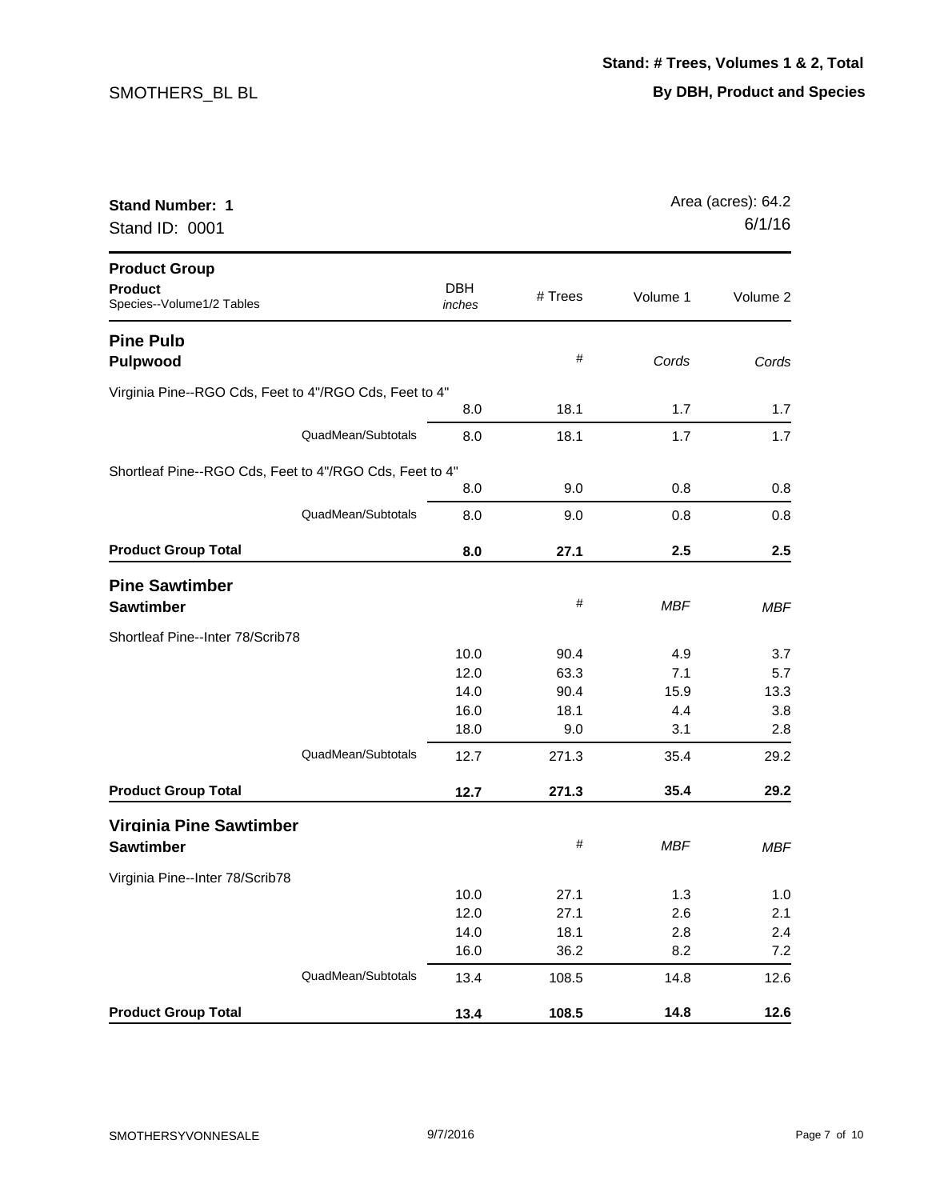SMOTHERS_BL BL

**Stand: # Trees, Volumes 1 & 2, Total**

**By DBH, Product and Species**

**Stand Number: 1**
Stand ID: 0001

Area (acres): 64.2
6/1/16

| **Product Group** / **Product** / Species--Volume1/2 Tables | DBH *inches* | # Trees | Volume 1 | Volume 2 |
|---|---|---|---|---|
| **Pine Pulp** | | | | |
| **Pulpwood** | | # | *Cords* | *Cords* |
| Virginia Pine--RGO Cds, Feet to 4"/RGO Cds, Feet to 4" | | | | |
| | 8.0 | 18.1 | 1.7 | 1.7 |
| QuadMean/Subtotals | 8.0 | 18.1 | 1.7 | 1.7 |
| Shortleaf Pine--RGO Cds, Feet to 4"/RGO Cds, Feet to 4" | | | | |
| | 8.0 | 9.0 | 0.8 | 0.8 |
| QuadMean/Subtotals | 8.0 | 9.0 | 0.8 | 0.8 |
| **Product Group Total** | **8.0** | **27.1** | **2.5** | **2.5** |
| **Pine Sawtimber** | | | | |
| **Sawtimber** | | # | *MBF* | *MBF* |
| Shortleaf Pine--Inter 78/Scrib78 | | | | |
| | 10.0 | 90.4 | 4.9 | 3.7 |
| | 12.0 | 63.3 | 7.1 | 5.7 |
| | 14.0 | 90.4 | 15.9 | 13.3 |
| | 16.0 | 18.1 | 4.4 | 3.8 |
| | 18.0 | 9.0 | 3.1 | 2.8 |
| QuadMean/Subtotals | 12.7 | 271.3 | 35.4 | 29.2 |
| **Product Group Total** | **12.7** | **271.3** | **35.4** | **29.2** |
| **Virginia Pine Sawtimber** | | | | |
| **Sawtimber** | | # | *MBF* | *MBF* |
| Virginia Pine--Inter 78/Scrib78 | | | | |
| | 10.0 | 27.1 | 1.3 | 1.0 |
| | 12.0 | 27.1 | 2.6 | 2.1 |
| | 14.0 | 18.1 | 2.8 | 2.4 |
| | 16.0 | 36.2 | 8.2 | 7.2 |
| QuadMean/Subtotals | 13.4 | 108.5 | 14.8 | 12.6 |
| **Product Group Total** | **13.4** | **108.5** | **14.8** | **12.6** |

SMOTHERSYVONNESALE 9/7/2016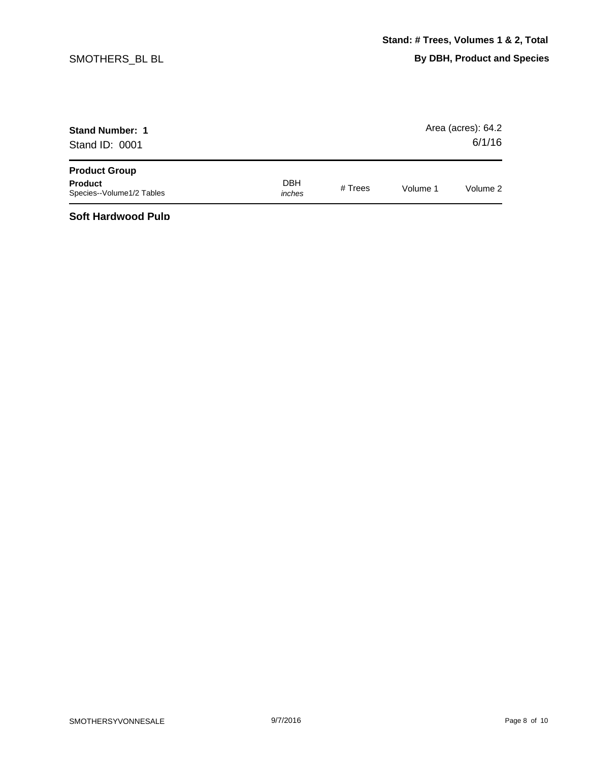**Stand: # Trees, Volumes 1 & 2, Total**

**By DBH, Product and Species**

SMOTHERS_BL BL

**Stand Number: 1**

Stand ID: 0001

Area (acres): 64.2

6/1/16

| **Product Group**<br>**Product**<br>Species--Volume1/2 Tables | DBH<br>*inches* | # Trees | Volume 1 | Volume 2 |
|---|---|---|---|---|

**Soft Hardwood Pulp**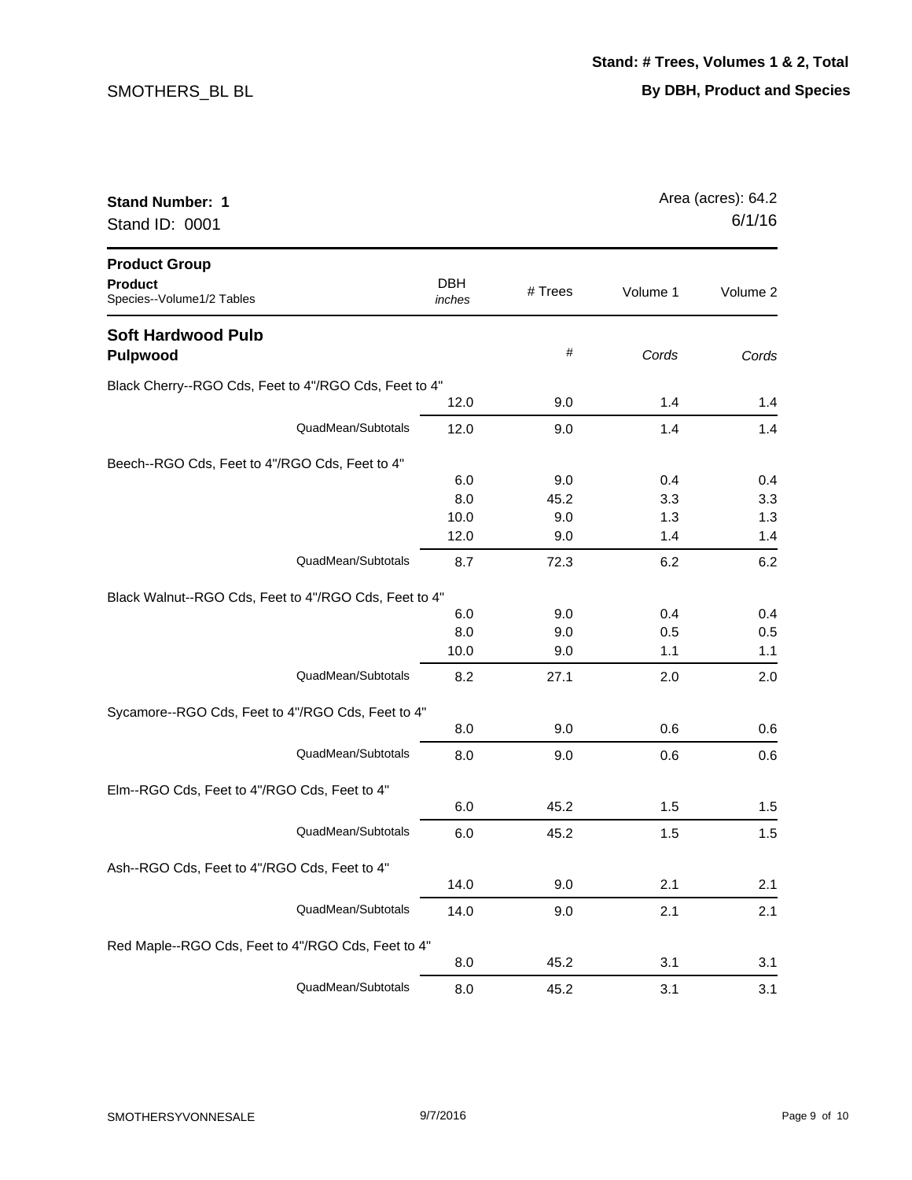SMOTHERS_BL BL

**Stand: # Trees, Volumes 1 & 2, Total**

**By DBH, Product and Species**

**Stand Number: 1**
Stand ID: 0001

Area (acres): 64.2
6/1/16

| Product Group / Product / Species--Volume1/2 Tables | DBH *inches* | # Trees | Volume 1 | Volume 2 |
|---|---|---|---|---|
| **Soft Hardwood Pulp** | | | | |
| **Pulpwood** | | # | *Cords* | *Cords* |
| Black Cherry--RGO Cds, Feet to 4"/RGO Cds, Feet to 4" | | | | |
| | 12.0 | 9.0 | 1.4 | 1.4 |
| QuadMean/Subtotals | 12.0 | 9.0 | 1.4 | 1.4 |
| Beech--RGO Cds, Feet to 4"/RGO Cds, Feet to 4" | | | | |
| | 6.0 | 9.0 | 0.4 | 0.4 |
| | 8.0 | 45.2 | 3.3 | 3.3 |
| | 10.0 | 9.0 | 1.3 | 1.3 |
| | 12.0 | 9.0 | 1.4 | 1.4 |
| QuadMean/Subtotals | 8.7 | 72.3 | 6.2 | 6.2 |
| Black Walnut--RGO Cds, Feet to 4"/RGO Cds, Feet to 4" | | | | |
| | 6.0 | 9.0 | 0.4 | 0.4 |
| | 8.0 | 9.0 | 0.5 | 0.5 |
| | 10.0 | 9.0 | 1.1 | 1.1 |
| QuadMean/Subtotals | 8.2 | 27.1 | 2.0 | 2.0 |
| Sycamore--RGO Cds, Feet to 4"/RGO Cds, Feet to 4" | | | | |
| | 8.0 | 9.0 | 0.6 | 0.6 |
| QuadMean/Subtotals | 8.0 | 9.0 | 0.6 | 0.6 |
| Elm--RGO Cds, Feet to 4"/RGO Cds, Feet to 4" | | | | |
| | 6.0 | 45.2 | 1.5 | 1.5 |
| QuadMean/Subtotals | 6.0 | 45.2 | 1.5 | 1.5 |
| Ash--RGO Cds, Feet to 4"/RGO Cds, Feet to 4" | | | | |
| | 14.0 | 9.0 | 2.1 | 2.1 |
| QuadMean/Subtotals | 14.0 | 9.0 | 2.1 | 2.1 |
| Red Maple--RGO Cds, Feet to 4"/RGO Cds, Feet to 4" | | | | |
| | 8.0 | 45.2 | 3.1 | 3.1 |
| QuadMean/Subtotals | 8.0 | 45.2 | 3.1 | 3.1 |

SMOTHERSYVONNESALE 9/7/2016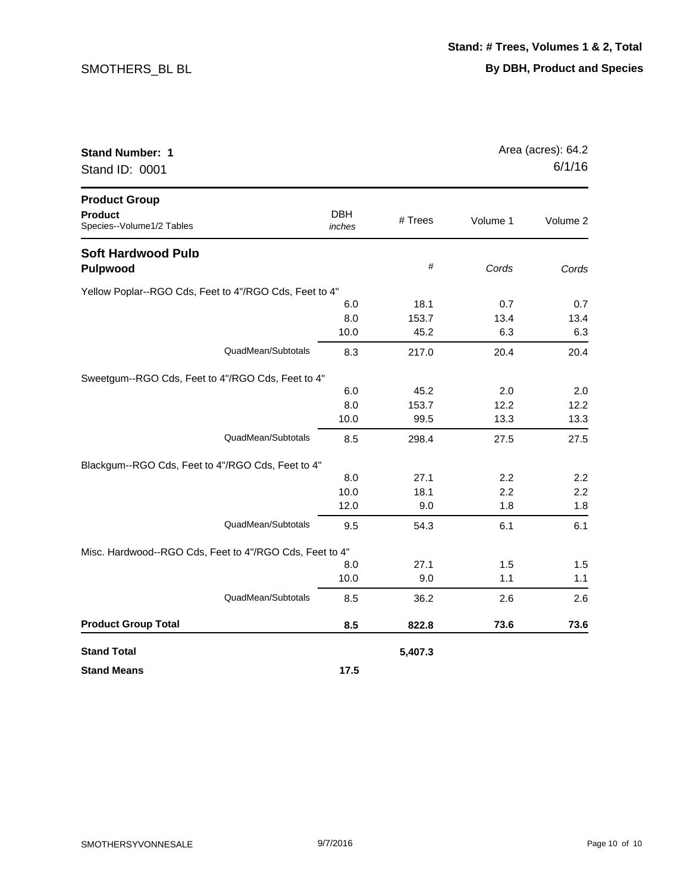SMOTHERS_BL BL

**Stand: # Trees, Volumes 1 & 2, Total**

**By DBH, Product and Species**

**Stand Number: 1**
Stand ID: 0001

Area (acres): 64.2
6/1/16

| Product Group / Product / Species--Volume1/2 Tables | DBH *inches* | # Trees | Volume 1 | Volume 2 |
|---|---|---|---|---|
| **Soft Hardwood Pulp** | | | | |
| **Pulpwood** | | # | *Cords* | *Cords* |
| Yellow Poplar--RGO Cds, Feet to 4"/RGO Cds, Feet to 4" | | | | |
| | 6.0 | 18.1 | 0.7 | 0.7 |
| | 8.0 | 153.7 | 13.4 | 13.4 |
| | 10.0 | 45.2 | 6.3 | 6.3 |
| QuadMean/Subtotals | 8.3 | 217.0 | 20.4 | 20.4 |
| Sweetgum--RGO Cds, Feet to 4"/RGO Cds, Feet to 4" | | | | |
| | 6.0 | 45.2 | 2.0 | 2.0 |
| | 8.0 | 153.7 | 12.2 | 12.2 |
| | 10.0 | 99.5 | 13.3 | 13.3 |
| QuadMean/Subtotals | 8.5 | 298.4 | 27.5 | 27.5 |
| Blackgum--RGO Cds, Feet to 4"/RGO Cds, Feet to 4" | | | | |
| | 8.0 | 27.1 | 2.2 | 2.2 |
| | 10.0 | 18.1 | 2.2 | 2.2 |
| | 12.0 | 9.0 | 1.8 | 1.8 |
| QuadMean/Subtotals | 9.5 | 54.3 | 6.1 | 6.1 |
| Misc. Hardwood--RGO Cds, Feet to 4"/RGO Cds, Feet to 4" | | | | |
| | 8.0 | 27.1 | 1.5 | 1.5 |
| | 10.0 | 9.0 | 1.1 | 1.1 |
| QuadMean/Subtotals | 8.5 | 36.2 | 2.6 | 2.6 |
| **Product Group Total** | **8.5** | **822.8** | **73.6** | **73.6** |
| **Stand Total** | | **5,407.3** | | |
| **Stand Means** | **17.5** | | | |

SMOTHERSYVONNESALE 9/7/2016